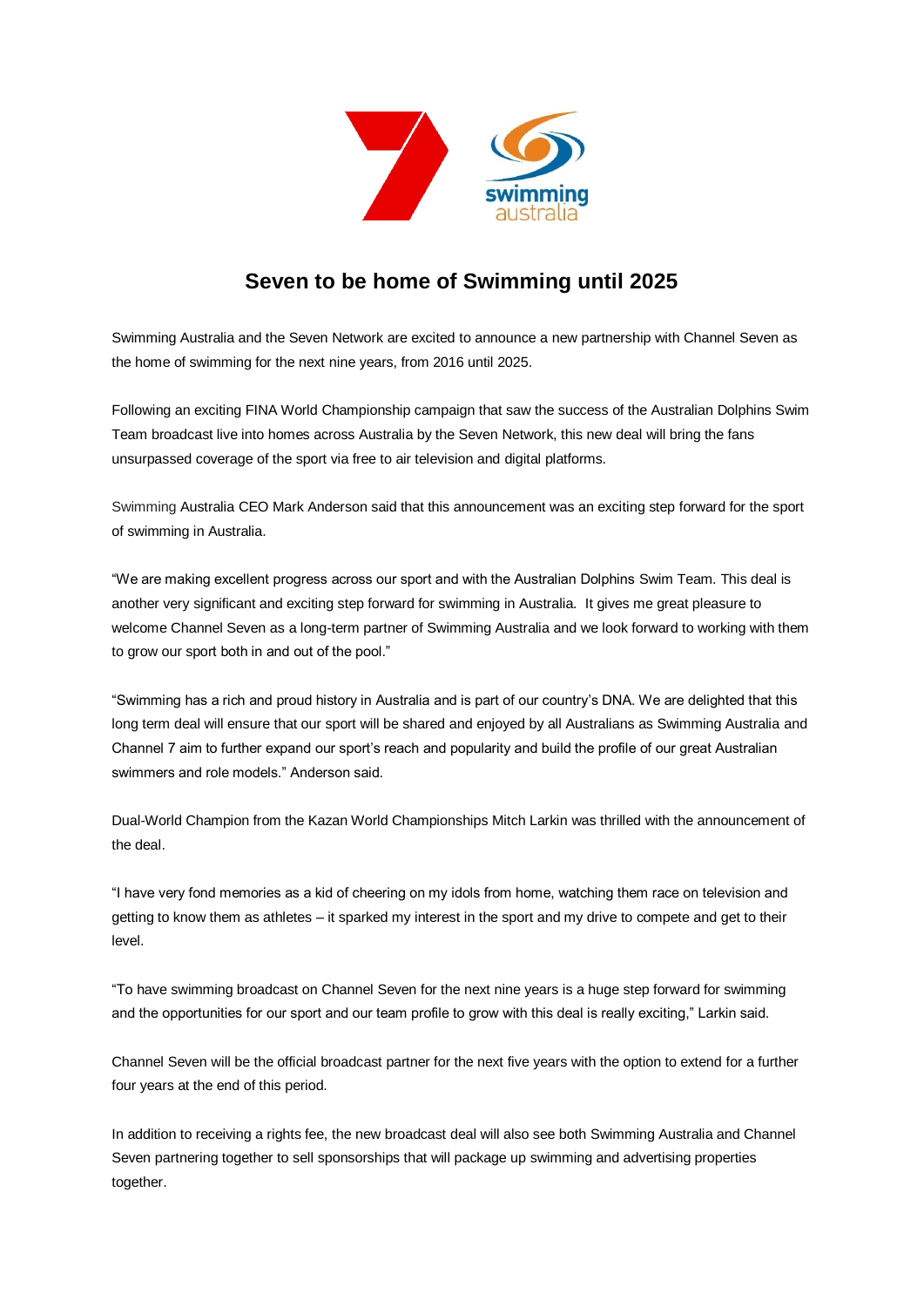# Seven to be home of Swimming until 2025

Swimming Australia and the Seven Network are excited to announce a new partnership with Channel Seven as the home of swimming for the next nine years, from 2016 until 2025.

Following an exciting FINA World Championship campaign that saw the success of the Australian Dolphins Swim Team broadcast live into homes across Australia by the Seven Network, this new deal will bring the fans unsurpassed coverage of the sport via free to air television and digital platforms.

Swimming Australia CEO Mark Anderson said that this announcement was an exciting step forward for the sport of swimming in Australia.

“We are making excellent progress across our sport and with the Australian Dolphins Swim Team. This deal is another very significant and exciting step forward for swimming in Australia. It gives me great pleasure to welcome Channel Seven as a long-term partner of Swimming Australia and we look forward to working with them to grow our sport both in and out of the pool.”

“Swimming has a rich and proud history in Australia and is part of our country’s DNA. We are delighted that this long term deal will ensure that our sport will be shared and enjoyed by all Australians as Swimming Australia and Channel 7 aim to further expand our sport’s reach and popularity and build the profile of our great Australian swimmers and role models.” Anderson said.

Dual-World Champion from the Kazan World Championships Mitch Larkin was thrilled with the announcement of the deal.

“I have very fond memories as a kid of cheering on my idols from home, watching them race on television and getting to know them as athletes – it sparked my interest in the sport and my drive to compete and get to their level.

“To have swimming broadcast on Channel Seven for the next nine years is a huge step forward for swimming and the opportunities for our sport and our team profile to grow with this deal is really exciting,” Larkin said.

Channel Seven will be the official broadcast partner for the next five years with the option to extend for a further four years at the end of this period.

In addition to receiving a rights fee, the new broadcast deal will also see both Swimming Australia and Channel Seven partnering together to sell sponsorships that will package up swimming and advertising properties together.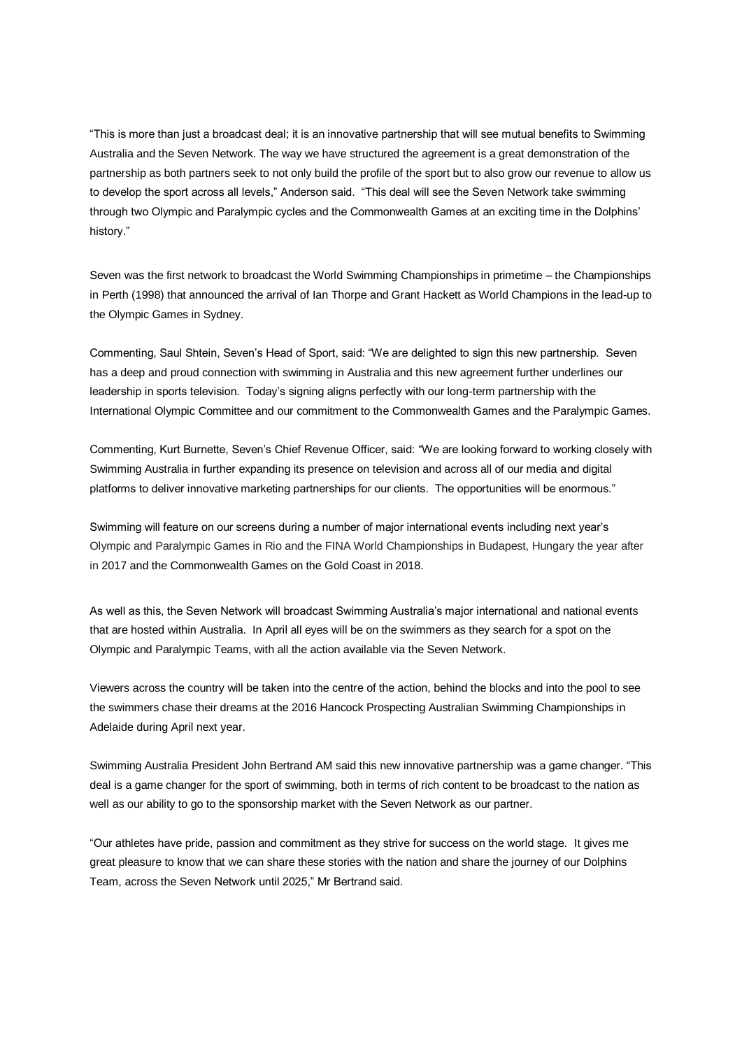"This is more than just a broadcast deal; it is an innovative partnership that will see mutual benefits to Swimming Australia and the Seven Network. The way we have structured the agreement is a great demonstration of the partnership as both partners seek to not only build the profile of the sport but to also grow our revenue to allow us to develop the sport across all levels," Anderson said. "This deal will see the Seven Network take swimming through two Olympic and Paralympic cycles and the Commonwealth Games at an exciting time in the Dolphins' history."

Seven was the first network to broadcast the World Swimming Championships in primetime – the Championships in Perth (1998) that announced the arrival of Ian Thorpe and Grant Hackett as World Champions in the lead-up to the Olympic Games in Sydney.

Commenting, Saul Shtein, Seven's Head of Sport, said: "We are delighted to sign this new partnership. Seven has a deep and proud connection with swimming in Australia and this new agreement further underlines our leadership in sports television. Today's signing aligns perfectly with our long-term partnership with the International Olympic Committee and our commitment to the Commonwealth Games and the Paralympic Games.

Commenting, Kurt Burnette, Seven's Chief Revenue Officer, said: "We are looking forward to working closely with Swimming Australia in further expanding its presence on television and across all of our media and digital platforms to deliver innovative marketing partnerships for our clients. The opportunities will be enormous."

Swimming will feature on our screens during a number of major international events including next year's Olympic and Paralympic Games in Rio and the FINA World Championships in Budapest, Hungary the year after in 2017 and the Commonwealth Games on the Gold Coast in 2018.

As well as this, the Seven Network will broadcast Swimming Australia's major international and national events that are hosted within Australia. In April all eyes will be on the swimmers as they search for a spot on the Olympic and Paralympic Teams, with all the action available via the Seven Network.

Viewers across the country will be taken into the centre of the action, behind the blocks and into the pool to see the swimmers chase their dreams at the 2016 Hancock Prospecting Australian Swimming Championships in Adelaide during April next year.

Swimming Australia President John Bertrand AM said this new innovative partnership was a game changer. "This deal is a game changer for the sport of swimming, both in terms of rich content to be broadcast to the nation as well as our ability to go to the sponsorship market with the Seven Network as our partner.

"Our athletes have pride, passion and commitment as they strive for success on the world stage. It gives me great pleasure to know that we can share these stories with the nation and share the journey of our Dolphins Team, across the Seven Network until 2025," Mr Bertrand said.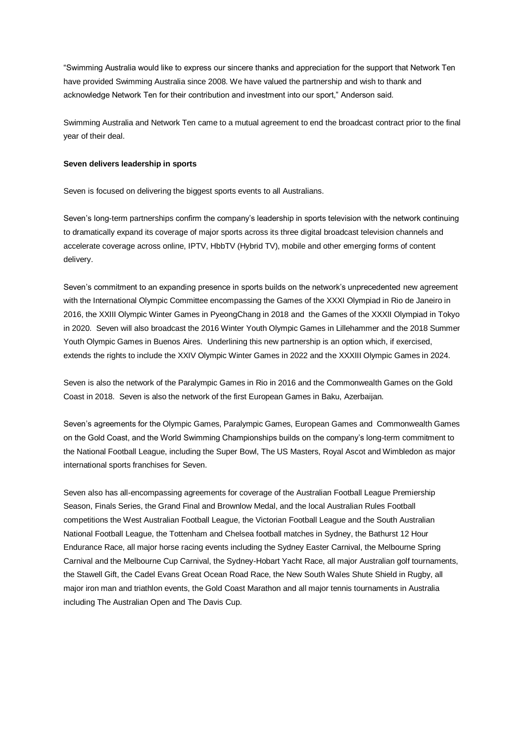"Swimming Australia would like to express our sincere thanks and appreciation for the support that Network Ten have provided Swimming Australia since 2008. We have valued the partnership and wish to thank and acknowledge Network Ten for their contribution and investment into our sport," Anderson said.

Swimming Australia and Network Ten came to a mutual agreement to end the broadcast contract prior to the final year of their deal.

**Seven delivers leadership in sports**

Seven is focused on delivering the biggest sports events to all Australians.

Seven's long-term partnerships confirm the company's leadership in sports television with the network continuing to dramatically expand its coverage of major sports across its three digital broadcast television channels and accelerate coverage across online, IPTV, HbbTV (Hybrid TV), mobile and other emerging forms of content delivery.

Seven's commitment to an expanding presence in sports builds on the network's unprecedented new agreement with the International Olympic Committee encompassing the Games of the XXXI Olympiad in Rio de Janeiro in 2016, the XXIII Olympic Winter Games in PyeongChang in 2018 and the Games of the XXXII Olympiad in Tokyo in 2020. Seven will also broadcast the 2016 Winter Youth Olympic Games in Lillehammer and the 2018 Summer Youth Olympic Games in Buenos Aires. Underlining this new partnership is an option which, if exercised, extends the rights to include the XXIV Olympic Winter Games in 2022 and the XXXIII Olympic Games in 2024.

Seven is also the network of the Paralympic Games in Rio in 2016 and the Commonwealth Games on the Gold Coast in 2018. Seven is also the network of the first European Games in Baku, Azerbaijan.

Seven's agreements for the Olympic Games, Paralympic Games, European Games and Commonwealth Games on the Gold Coast, and the World Swimming Championships builds on the company's long-term commitment to the National Football League, including the Super Bowl, The US Masters, Royal Ascot and Wimbledon as major international sports franchises for Seven.

Seven also has all-encompassing agreements for coverage of the Australian Football League Premiership Season, Finals Series, the Grand Final and Brownlow Medal, and the local Australian Rules Football competitions the West Australian Football League, the Victorian Football League and the South Australian National Football League, the Tottenham and Chelsea football matches in Sydney, the Bathurst 12 Hour Endurance Race, all major horse racing events including the Sydney Easter Carnival, the Melbourne Spring Carnival and the Melbourne Cup Carnival, the Sydney-Hobart Yacht Race, all major Australian golf tournaments, the Stawell Gift, the Cadel Evans Great Ocean Road Race, the New South Wales Shute Shield in Rugby, all major iron man and triathlon events, the Gold Coast Marathon and all major tennis tournaments in Australia including The Australian Open and The Davis Cup.